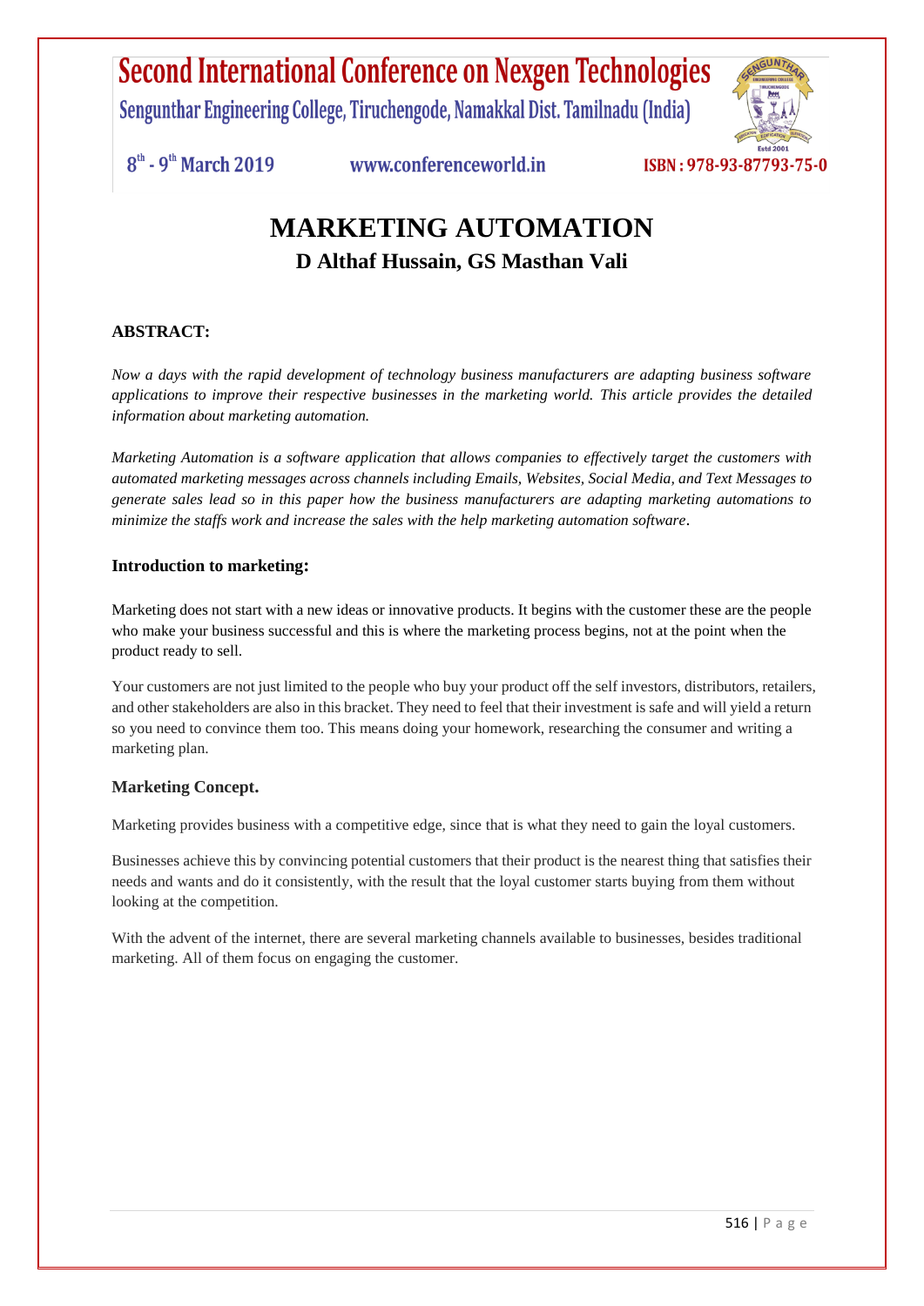# MARKETING AUTOMATION

**D Althaf Hussain, GS Masthan Vali**

## ABSTRACT:

*Now a days with the rapid development of technology business manufacturers are adapting business software applications to improve their respective businesses in the marketing world. This article provides the detailed information about marketing automation.*

*Marketing Automation is a software application that allows companies to effectively target the customers with automated marketing messages across channels including Emails, Websites, Social Media, and Text Messages to generate sales lead so in this paper how the business manufacturers are adapting marketing automations to minimize the staffs work and increase the sales with the help marketing automation software*.

### Introduction to marketing:

Marketing does not start with a new ideas or innovative products. It begins with the customer these are the people who make your business successful and this is where the marketing process begins, not at the point when the product ready to sell.

Your customers are not just limited to the people who buy your product off the self investors, distributors, retailers, and other stakeholders are also in this bracket. They need to feel that their investment is safe and will yield a return so you need to convince them too. This means doing your homework, researching the consumer and writing a marketing plan.

### Marketing Concept.

Marketing provides business with a competitive edge, since that is what they need to gain the loyal customers.

Businesses achieve this by convincing potential customers that their product is the nearest thing that satisfies their needs and wants and do it consistently, with the result that the loyal customer starts buying from them without looking at the competition.

With the advent of the internet, there are several marketing channels available to businesses, besides traditional marketing. All of them focus on engaging the customer.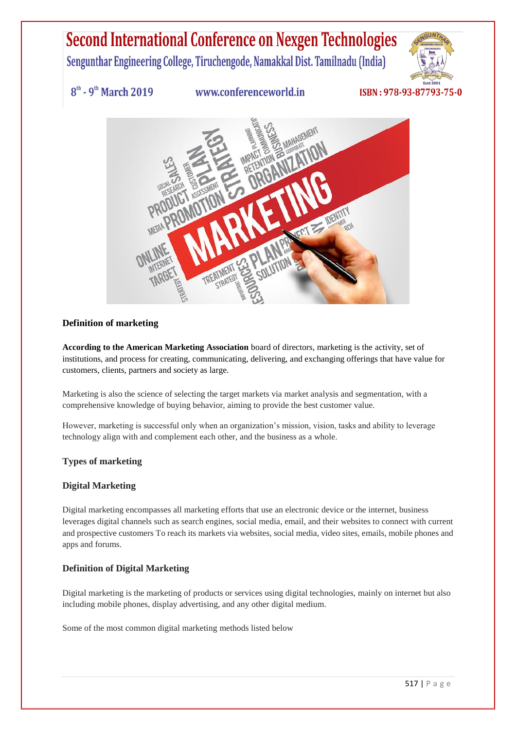### Definition of marketing

**According to the American Marketing Association** board of directors, marketing is the activity, set of institutions, and process for creating, communicating, delivering, and exchanging offerings that have value for customers, clients, partners and society as large.

Marketing is also the science of selecting the target markets via market analysis and segmentation, with a comprehensive knowledge of buying behavior, aiming to provide the best customer value.

However, marketing is successful only when an organization's mission, vision, tasks and ability to leverage technology align with and complement each other, and the business as a whole.

### Types of marketing

### Digital Marketing

Digital marketing encompasses all marketing efforts that use an electronic device or the internet, business leverages digital channels such as search engines, social media, email, and their websites to connect with current and prospective customers To reach its markets via websites, social media, video sites, emails, mobile phones and apps and forums.

### Definition of Digital Marketing

Digital marketing is the marketing of products or services using digital technologies, mainly on internet but also including mobile phones, display advertising, and any other digital medium.

Some of the most common digital marketing methods listed below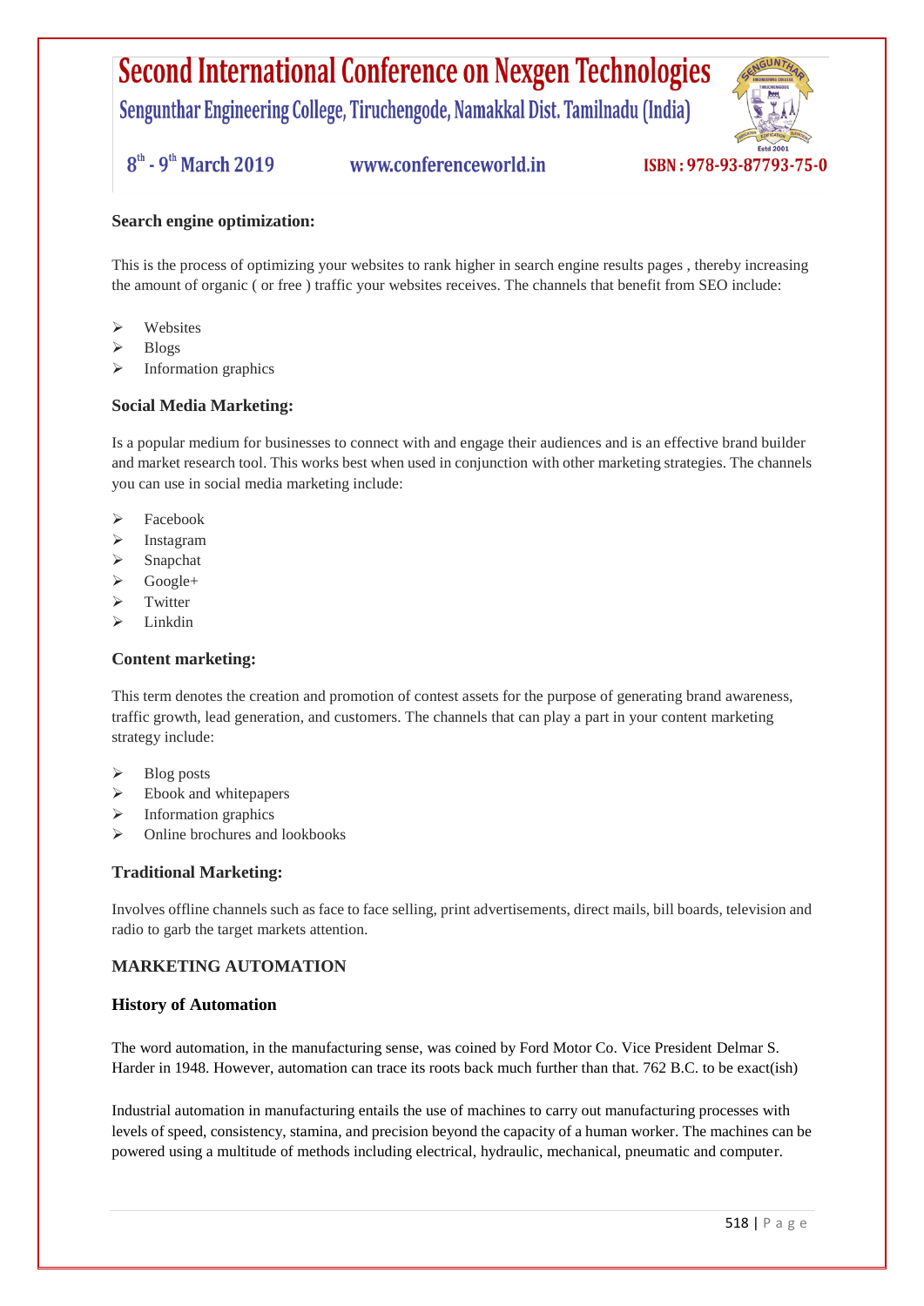**Search engine optimization:**

This is the process of optimizing your websites to rank higher in search engine results pages , thereby increasing the amount of organic ( or free ) traffic your websites receives. The channels that benefit from SEO include:

- Websites
- Blogs
- Information graphics

**Social Media Marketing:**

Is a popular medium for businesses to connect with and engage their audiences and is an effective brand builder and market research tool. This works best when used in conjunction with other marketing strategies. The channels you can use in social media marketing include:

- Facebook
- Instagram
- Snapchat
- Google+
- Twitter
- Linkdin

**Content marketing:**

This term denotes the creation and promotion of contest assets for the purpose of generating brand awareness, traffic growth, lead generation, and customers. The channels that can play a part in your content marketing strategy include:

- Blog posts
- Ebook and whitepapers
- Information graphics
- Online brochures and lookbooks

**Traditional Marketing:**

Involves offline channels such as face to face selling, print advertisements, direct mails, bill boards, television and radio to garb the target markets attention.

## MARKETING AUTOMATION

### History of Automation

The word automation, in the manufacturing sense, was coined by Ford Motor Co. Vice President Delmar S. Harder in 1948. However, automation can trace its roots back much further than that. 762 B.C. to be exact(ish)

Industrial automation in manufacturing entails the use of machines to carry out manufacturing processes with levels of speed, consistency, stamina, and precision beyond the capacity of a human worker. The machines can be powered using a multitude of methods including electrical, hydraulic, mechanical, pneumatic and computer.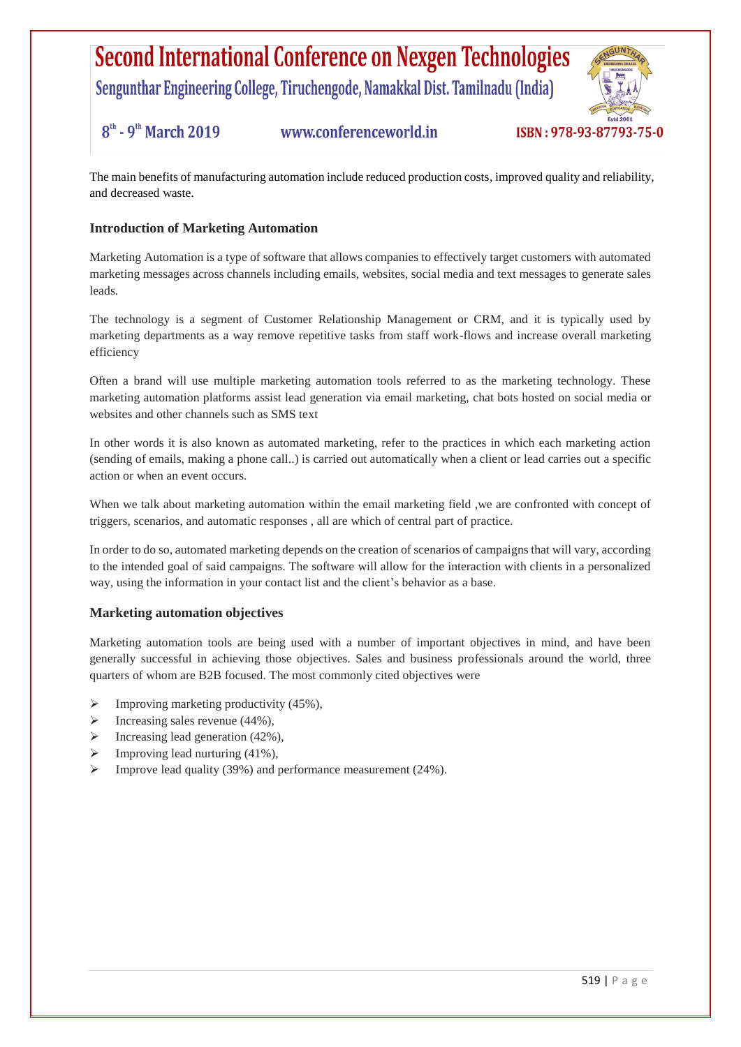The main benefits of manufacturing automation include reduced production costs, improved quality and reliability, and decreased waste.

### Introduction of Marketing Automation

Marketing Automation is a type of software that allows companies to effectively target customers with automated marketing messages across channels including emails, websites, social media and text messages to generate sales leads.

The technology is a segment of Customer Relationship Management or CRM, and it is typically used by marketing departments as a way remove repetitive tasks from staff work-flows and increase overall marketing efficiency

Often a brand will use multiple marketing automation tools referred to as the marketing technology. These marketing automation platforms assist lead generation via email marketing, chat bots hosted on social media or websites and other channels such as SMS text

In other words it is also known as automated marketing, refer to the practices in which each marketing action (sending of emails, making a phone call..) is carried out automatically when a client or lead carries out a specific action or when an event occurs.

When we talk about marketing automation within the email marketing field ,we are confronted with concept of triggers, scenarios, and automatic responses , all are which of central part of practice.

In order to do so, automated marketing depends on the creation of scenarios of campaigns that will vary, according to the intended goal of said campaigns. The software will allow for the interaction with clients in a personalized way, using the information in your contact list and the client's behavior as a base.

### Marketing automation objectives

Marketing automation tools are being used with a number of important objectives in mind, and have been generally successful in achieving those objectives. Sales and business professionals around the world, three quarters of whom are B2B focused. The most commonly cited objectives were

- Improving marketing productivity (45%),
- Increasing sales revenue (44%),
- Increasing lead generation (42%),
- Improving lead nurturing (41%),
- Improve lead quality (39%) and performance measurement (24%).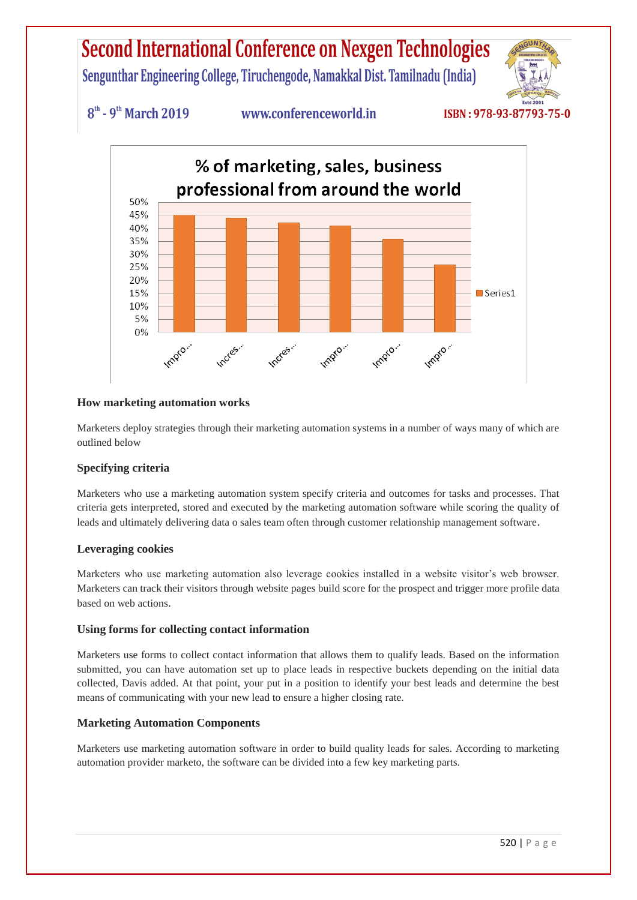% of marketing, sales, business professional from around the world

| | Series1 |
|---|---|
| Impro... | 45% |
| Incres... | 44% |
| Incres... | 42% |
| Impro... | 41% |
| Impro... | 36% |
| Impro... | 26% |

### How marketing automation works

Marketers deploy strategies through their marketing automation systems in a number of ways many of which are outlined below

### Specifying criteria

Marketers who use a marketing automation system specify criteria and outcomes for tasks and processes. That criteria gets interpreted, stored and executed by the marketing automation software while scoring the quality of leads and ultimately delivering data o sales team often through customer relationship management software.

### Leveraging cookies

Marketers who use marketing automation also leverage cookies installed in a website visitor's web browser. Marketers can track their visitors through website pages build score for the prospect and trigger more profile data based on web actions.

### Using forms for collecting contact information

Marketers use forms to collect contact information that allows them to qualify leads. Based on the information submitted, you can have automation set up to place leads in respective buckets depending on the initial data collected, Davis added. At that point, your put in a position to identify your best leads and determine the best means of communicating with your new lead to ensure a higher closing rate.

### Marketing Automation Components

Marketers use marketing automation software in order to build quality leads for sales. According to marketing automation provider marketo, the software can be divided into a few key marketing parts.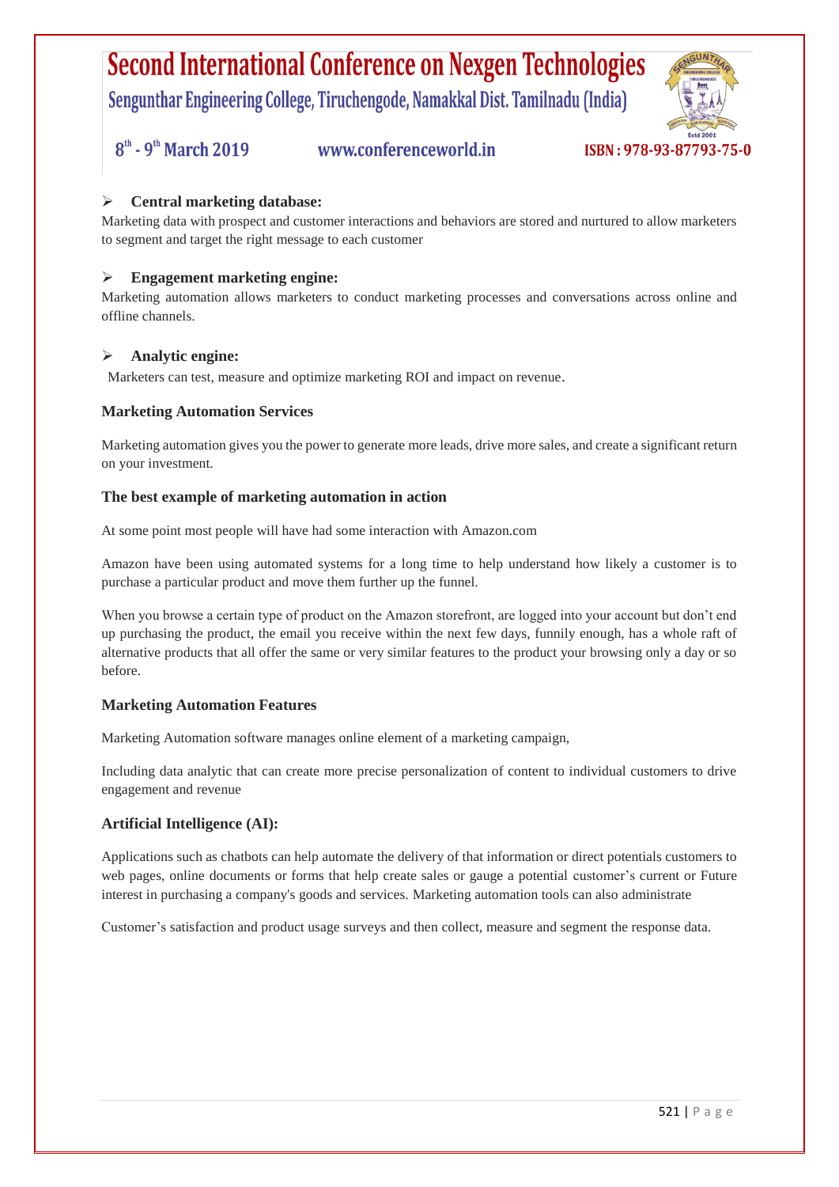- **Central marketing database:**

Marketing data with prospect and customer interactions and behaviors are stored and nurtured to allow marketers to segment and target the right message to each customer

- **Engagement marketing engine:**

Marketing automation allows marketers to conduct marketing processes and conversations across online and offline channels.

- **Analytic engine:**

Marketers can test, measure and optimize marketing ROI and impact on revenue.

**Marketing Automation Services**

Marketing automation gives you the power to generate more leads, drive more sales, and create a significant return on your investment.

**The best example of marketing automation in action**

At some point most people will have had some interaction with Amazon.com

Amazon have been using automated systems for a long time to help understand how likely a customer is to purchase a particular product and move them further up the funnel.

When you browse a certain type of product on the Amazon storefront, are logged into your account but don't end up purchasing the product, the email you receive within the next few days, funnily enough, has a whole raft of alternative products that all offer the same or very similar features to the product your browsing only a day or so before.

**Marketing Automation Features**

Marketing Automation software manages online element of a marketing campaign,

Including data analytic that can create more precise personalization of content to individual customers to drive engagement and revenue

**Artificial Intelligence (AI):**

Applications such as chatbots can help automate the delivery of that information or direct potentials customers to web pages, online documents or forms that help create sales or gauge a potential customer's current or Future interest in purchasing a company's goods and services. Marketing automation tools can also administrate

Customer's satisfaction and product usage surveys and then collect, measure and segment the response data.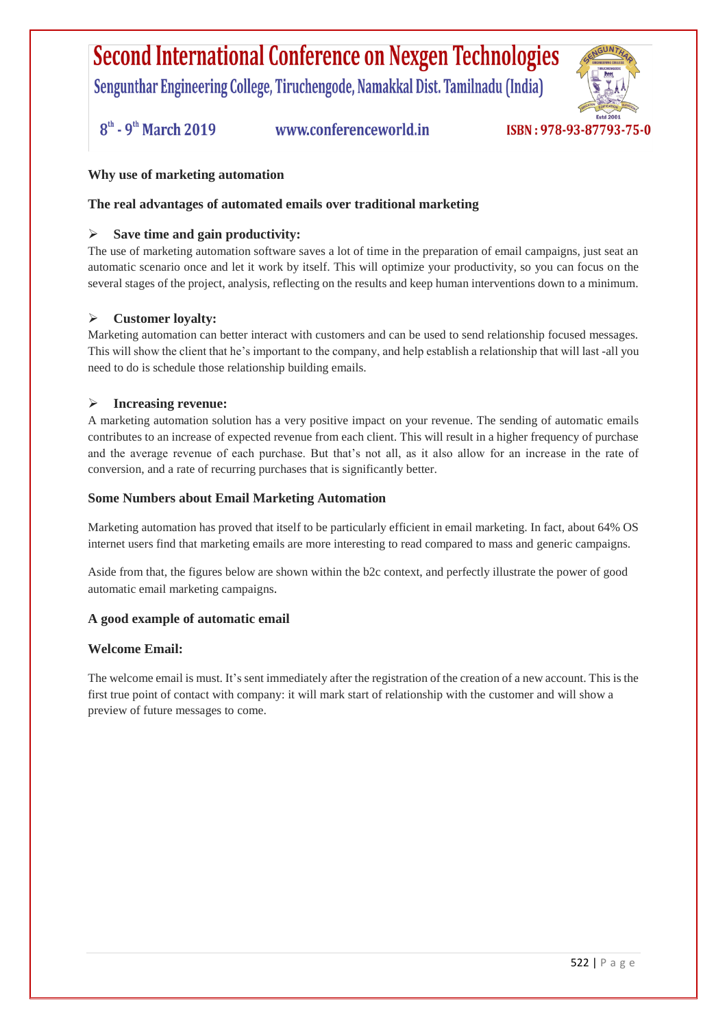**Why use of marketing automation**

**The real advantages of automated emails over traditional marketing**

- **Save time and gain productivity:**

The use of marketing automation software saves a lot of time in the preparation of email campaigns, just seat an automatic scenario once and let it work by itself. This will optimize your productivity, so you can focus on the several stages of the project, analysis, reflecting on the results and keep human interventions down to a minimum.

- **Customer loyalty:**

Marketing automation can better interact with customers and can be used to send relationship focused messages. This will show the client that he's important to the company, and help establish a relationship that will last -all you need to do is schedule those relationship building emails.

- **Increasing revenue:**

A marketing automation solution has a very positive impact on your revenue. The sending of automatic emails contributes to an increase of expected revenue from each client. This will result in a higher frequency of purchase and the average revenue of each purchase. But that's not all, as it also allow for an increase in the rate of conversion, and a rate of recurring purchases that is significantly better.

**Some Numbers about Email Marketing Automation**

Marketing automation has proved that itself to be particularly efficient in email marketing. In fact, about 64% OS internet users find that marketing emails are more interesting to read compared to mass and generic campaigns.

Aside from that, the figures below are shown within the b2c context, and perfectly illustrate the power of good automatic email marketing campaigns.

**A good example of automatic email**

**Welcome Email:**

The welcome email is must. It's sent immediately after the registration of the creation of a new account. This is the first true point of contact with company: it will mark start of relationship with the customer and will show a preview of future messages to come.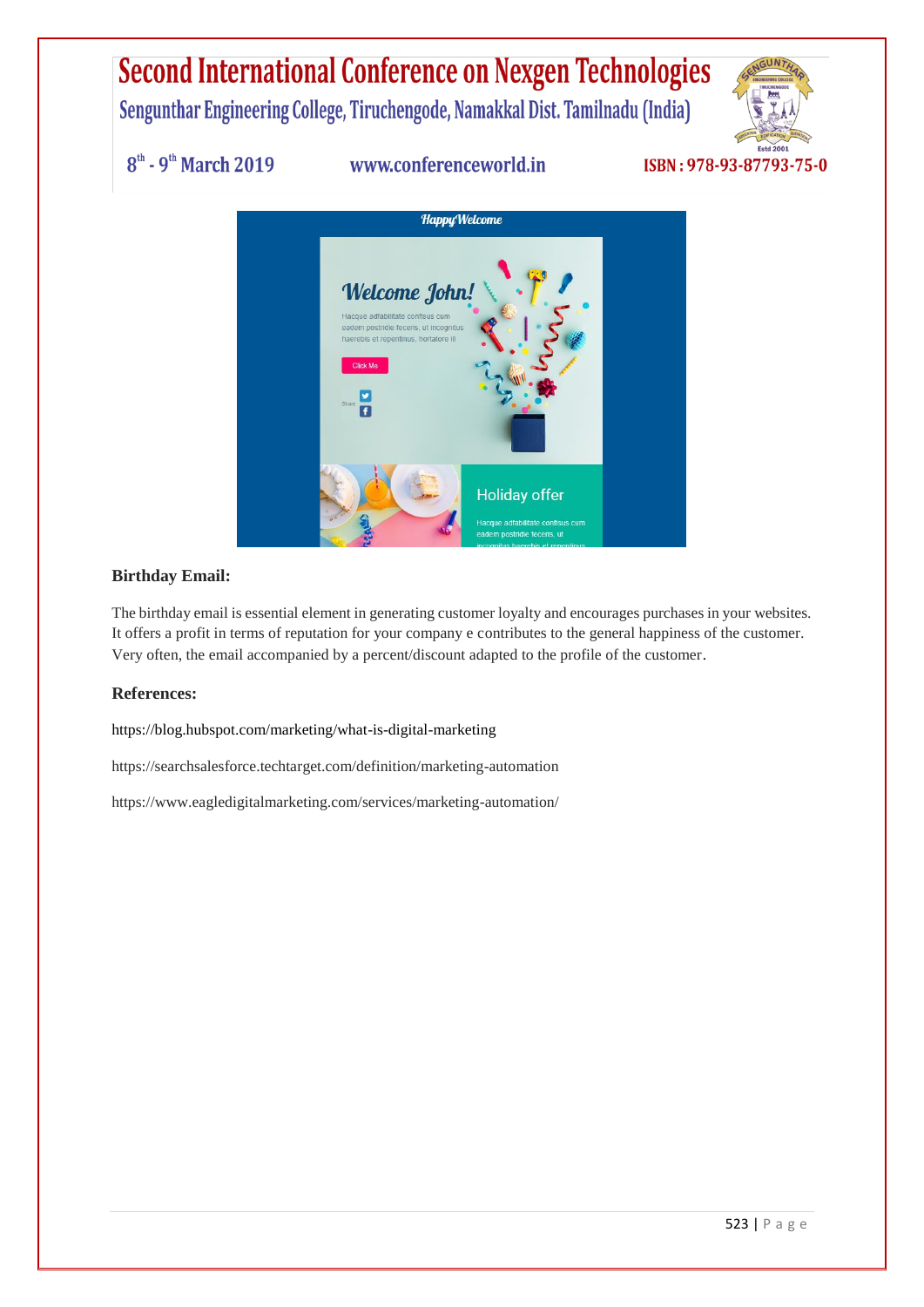**Birthday Email:**

The birthday email is essential element in generating customer loyalty and encourages purchases in your websites. It offers a profit in terms of reputation for your company e contributes to the general happiness of the customer. Very often, the email accompanied by a percent/discount adapted to the profile of the customer.

**References:**

https://blog.hubspot.com/marketing/what-is-digital-marketing

https://searchsalesforce.techtarget.com/definition/marketing-automation

https://www.eagledigitalmarketing.com/services/marketing-automation/